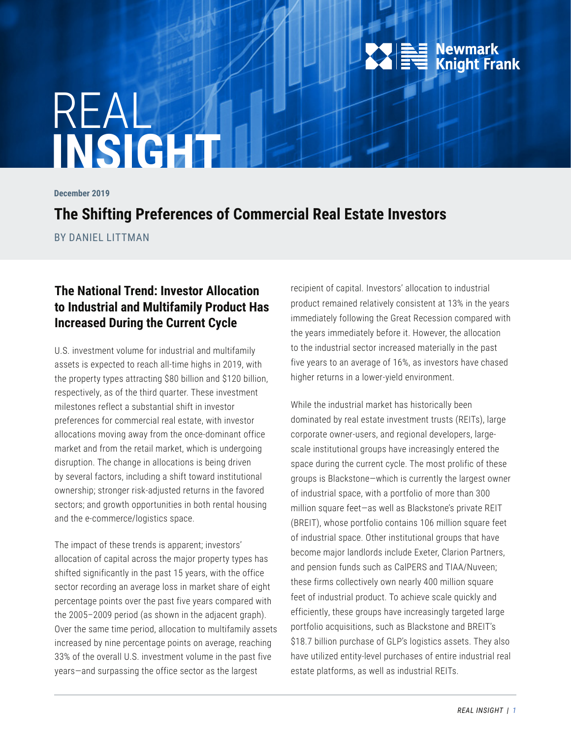# REAL INSIGHT

**December 2019**

## The Shifting Preferences of Commercial Real Estate Investors

BY DANIEL LITTMAN

### The National Trend: Investor Allocation to Industrial and Multifamily Product Has Increased During the Current Cycle

U.S. investment volume for industrial and multifamily assets is expected to reach all-time highs in 2019, with the property types attracting $80 billion and $120 billion, respectively, as of the third quarter. These investment milestones reflect a substantial shift in investor preferences for commercial real estate, with investor allocations moving away from the once-dominant office market and from the retail market, which is undergoing disruption. The change in allocations is being driven by several factors, including a shift toward institutional ownership; stronger risk-adjusted returns in the favored sectors; and growth opportunities in both rental housing and the e-commerce/logistics space.

The impact of these trends is apparent; investors' allocation of capital across the major property types has shifted significantly in the past 15 years, with the office sector recording an average loss in market share of eight percentage points over the past five years compared with the 2005–2009 period (as shown in the adjacent graph). Over the same time period, allocation to multifamily assets increased by nine percentage points on average, reaching 33% of the overall U.S. investment volume in the past five years—and surpassing the office sector as the largest recipient of capital. Investors' allocation to industrial product remained relatively consistent at 13% in the years immediately following the Great Recession compared with the years immediately before it. However, the allocation to the industrial sector increased materially in the past five years to an average of 16%, as investors have chased higher returns in a lower-yield environment.

While the industrial market has historically been dominated by real estate investment trusts (REITs), large corporate owner-users, and regional developers, large-scale institutional groups have increasingly entered the space during the current cycle. The most prolific of these groups is Blackstone—which is currently the largest owner of industrial space, with a portfolio of more than 300 million square feet—as well as Blackstone's private REIT (BREIT), whose portfolio contains 106 million square feet of industrial space. Other institutional groups that have become major landlords include Exeter, Clarion Partners, and pension funds such as CalPERS and TIAA/Nuveen; these firms collectively own nearly 400 million square feet of industrial product. To achieve scale quickly and efficiently, these groups have increasingly targeted large portfolio acquisitions, such as Blackstone and BREIT's $18.7 billion purchase of GLP's logistics assets. They also have utilized entity-level purchases of entire industrial real estate platforms, as well as industrial REITs.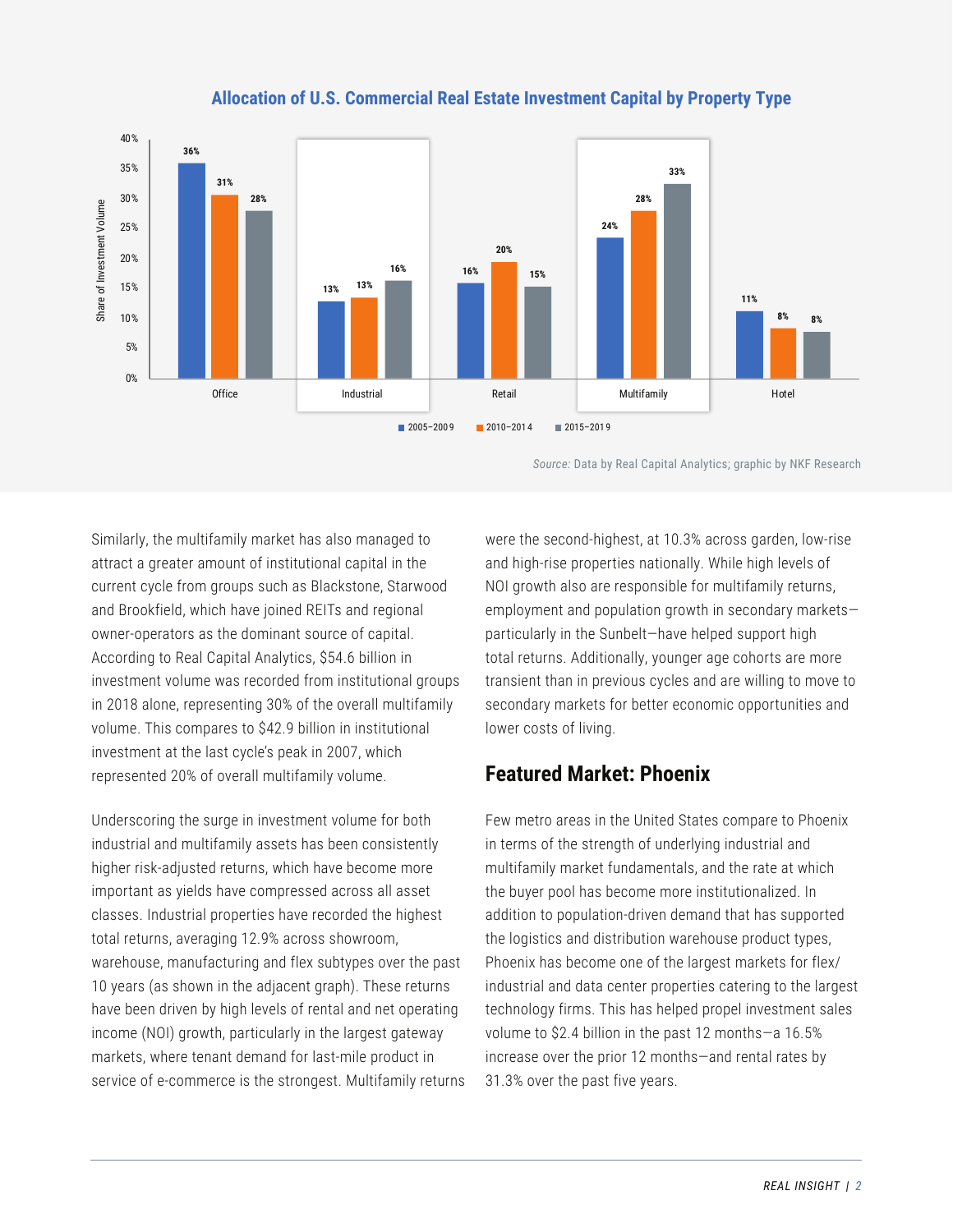## Allocation of U.S. Commercial Real Estate Investment Capital by Property Type

| Property Type | 2005–2009 | 2010–2014 | 2015–2019 |
|---|---|---|---|
| Office | 36% | 31% | 28% |
| Industrial | 13% | 13% | 16% |
| Retail | 16% | 20% | 15% |
| Multifamily | 24% | 28% | 33% |
| Hotel | 11% | 8% | 8% |

*Source:* Data by Real Capital Analytics; graphic by NKF Research

Similarly, the multifamily market has also managed to attract a greater amount of institutional capital in the current cycle from groups such as Blackstone, Starwood and Brookfield, which have joined REITs and regional owner-operators as the dominant source of capital. According to Real Capital Analytics, \$54.6 billion in investment volume was recorded from institutional groups in 2018 alone, representing 30% of the overall multifamily volume. This compares to \$42.9 billion in institutional investment at the last cycle's peak in 2007, which represented 20% of overall multifamily volume.

Underscoring the surge in investment volume for both industrial and multifamily assets has been consistently higher risk-adjusted returns, which have become more important as yields have compressed across all asset classes. Industrial properties have recorded the highest total returns, averaging 12.9% across showroom, warehouse, manufacturing and flex subtypes over the past 10 years (as shown in the adjacent graph). These returns have been driven by high levels of rental and net operating income (NOI) growth, particularly in the largest gateway markets, where tenant demand for last-mile product in service of e-commerce is the strongest. Multifamily returns were the second-highest, at 10.3% across garden, low-rise and high-rise properties nationally. While high levels of NOI growth also are responsible for multifamily returns, employment and population growth in secondary markets—particularly in the Sunbelt—have helped support high total returns. Additionally, younger age cohorts are more transient than in previous cycles and are willing to move to secondary markets for better economic opportunities and lower costs of living.

## Featured Market: Phoenix

Few metro areas in the United States compare to Phoenix in terms of the strength of underlying industrial and multifamily market fundamentals, and the rate at which the buyer pool has become more institutionalized. In addition to population-driven demand that has supported the logistics and distribution warehouse product types, Phoenix has become one of the largest markets for flex/industrial and data center properties catering to the largest technology firms. This has helped propel investment sales volume to \$2.4 billion in the past 12 months—a 16.5% increase over the prior 12 months—and rental rates by 31.3% over the past five years.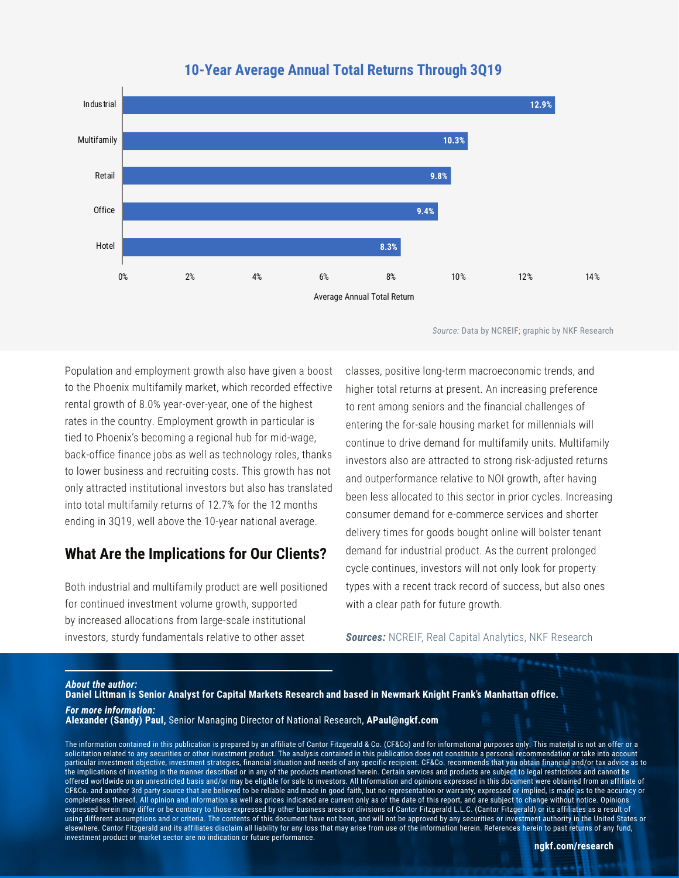**10-Year Average Annual Total Returns Through 3Q19**

Industrial 12.9%

Multifamily 10.3%

Retail 9.8%

Office 9.4%

Hotel 8.3%

0% 2% 4% 6% 8% 10% 12% 14%

Average Annual Total Return

*Source:* Data by NCREIF; graphic by NKF Research

Population and employment growth also have given a boost to the Phoenix multifamily market, which recorded effective rental growth of 8.0% year-over-year, one of the highest rates in the country. Employment growth in particular is tied to Phoenix's becoming a regional hub for mid-wage, back-office finance jobs as well as technology roles, thanks to lower business and recruiting costs. This growth has not only attracted institutional investors but also has translated into total multifamily returns of 12.7% for the 12 months ending in 3Q19, well above the 10-year national average.

## What Are the Implications for Our Clients?

Both industrial and multifamily product are well positioned for continued investment volume growth, supported by increased allocations from large-scale institutional investors, sturdy fundamentals relative to other asset classes, positive long-term macroeconomic trends, and higher total returns at present. An increasing preference to rent among seniors and the financial challenges of entering the for-sale housing market for millennials will continue to drive demand for multifamily units. Multifamily investors also are attracted to strong risk-adjusted returns and outperformance relative to NOI growth, after having been less allocated to this sector in prior cycles. Increasing consumer demand for e-commerce services and shorter delivery times for goods bought online will bolster tenant demand for industrial product. As the current prolonged cycle continues, investors will not only look for property types with a recent track record of success, but also ones with a clear path for future growth.

***Sources:*** NCREIF, Real Capital Analytics, NKF Research

***About the author:***
**Daniel Littman is Senior Analyst for Capital Markets Research and based in Newmark Knight Frank's Manhattan office.**

***For more information:***
**Alexander (Sandy) Paul,** Senior Managing Director of National Research, **APaul@ngkf.com**

The information contained in this publication is prepared by an affiliate of Cantor Fitzgerald & Co. (CF&Co) and for informational purposes only. This material is not an offer or a solicitation related to any securities or other investment product. The analysis contained in this publication does not constitute a personal recommendation or take into account particular investment objective, investment strategies, financial situation and needs of any specific recipient. CF&Co. recommends that you obtain financial and/or tax advice as to the implications of investing in the manner described or in any of the products mentioned herein. Certain services and products are subject to legal restrictions and cannot be offered worldwide on an unrestricted basis and/or may be eligible for sale to investors. All Information and opinions expressed in this document were obtained from an affiliate of CF&Co. and another 3rd party source that are believed to be reliable and made in good faith, but no representation or warranty, expressed or implied, is made as to the accuracy or completeness thereof. All opinion and information as well as prices indicated are current only as of the date of this report, and are subject to change without notice. Opinions expressed herein may differ or be contrary to those expressed by other business areas or divisions of Cantor Fitzgerald L.L.C. (Cantor Fitzgerald) or its affiliates as a result of using different assumptions and or criteria. The contents of this document have not been, and will not be approved by any securities or investment authority in the United States or elsewhere. Cantor Fitzgerald and its affiliates disclaim all liability for any loss that may arise from use of the information herein. References herein to past returns of any fund, investment product or market sector are no indication or future performance.

**ngkf.com/research**